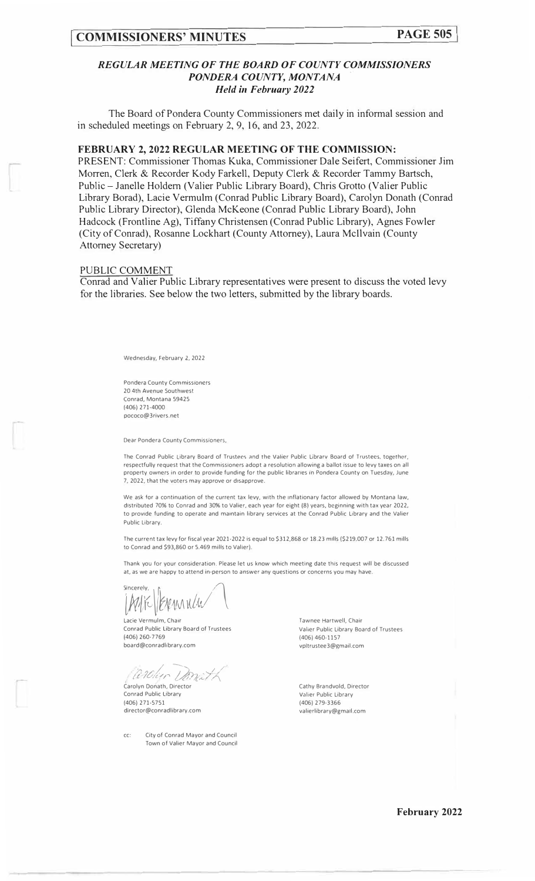## *REGULAR MEETING OF THE BOARD OF COUNTY COMMISSIONERS PONDERA COUNTY, MONTANA Held in February 2022*

The Board of Pondera County Commissioners met daily in informal session and in scheduled meetings on February 2, 9, 16, and 23, 2022.

### FEBRUARY 2, 2022 REGULAR MEETING OF THE COMMISSION:

PRESENT: Commissioner Thomas Kuka, Commissioner Dale Seifert, Commissioner Jim Morren, Clerk & Recorder Kody Farkell, Deputy Clerk & Recorder Tammy Bartsch, Public – Janelle Holdern (Valier Public Library Board), Chris Grotto (Valier Public Library Borad), Lacie Vermulm (Conrad Public Library Board), Carolyn Donath (Conrad Public Library Director), Glenda McKeone (Conrad Public Library Board), John Hadcock (Frontline Ag), Tiffany Christensen (Conrad Public Library), Agnes Fowler (City of Conrad), Rosanne Lockhart (County Attorney), Laura McIlvain (County Attorney Secretary)

PUBLIC COMMENT

Conrad and Valier Public Library representatives were present to discuss the voted levy for the libraries. See below the two letters, submitted by the library boards.

Wednesday, February 2, 2022

Pondera County Commissioners
20 4th Avenue Southwest
Conrad, Montana 59425
(406) 271-4000
pococo@3rivers.net

Dear Pondera County Commissioners,

The Conrad Public Library Board of Trustees and the Valier Public Library Board of Trustees, together, respectfully request that the Commissioners adopt a resolution allowing a ballot issue to levy taxes on all property owners in order to provide funding for the public libraries in Pondera County on Tuesday, June 7, 2022, that the voters may approve or disapprove.

We ask for a continuation of the current tax levy, with the inflationary factor allowed by Montana law, distributed 70% to Conrad and 30% to Valier, each year for eight (8) years, beginning with tax year 2022, to provide funding to operate and maintain library services at the Conrad Public Library and the Valier Public Library.

The current tax levy for fiscal year 2021-2022 is equal to $312,868 or 18.23 mills ($219,007 or 12.761 mills to Conrad and $93,860 or 5.469 mills to Valier).

Thank you for your consideration. Please let us know which meeting date this request will be discussed at, as we are happy to attend in-person to answer any questions or concerns you may have.

Sincerely,

Lacie Vermulm, Chair
Conrad Public Library Board of Trustees
(406) 260-7769
board@conradlibrary.com

Tawnee Hartwell, Chair
Valier Public Library Board of Trustees
(406) 460-1157
vpltrustee3@gmail.com

Carolyn Donath, Director
Conrad Public Library
(406) 271-5751
director@conradlibrary.com

Cathy Brandvold, Director
Valier Public Library
(406) 279-3366
valierlibrary@gmail.com

cc: City of Conrad Mayor and Council
Town of Valier Mayor and Council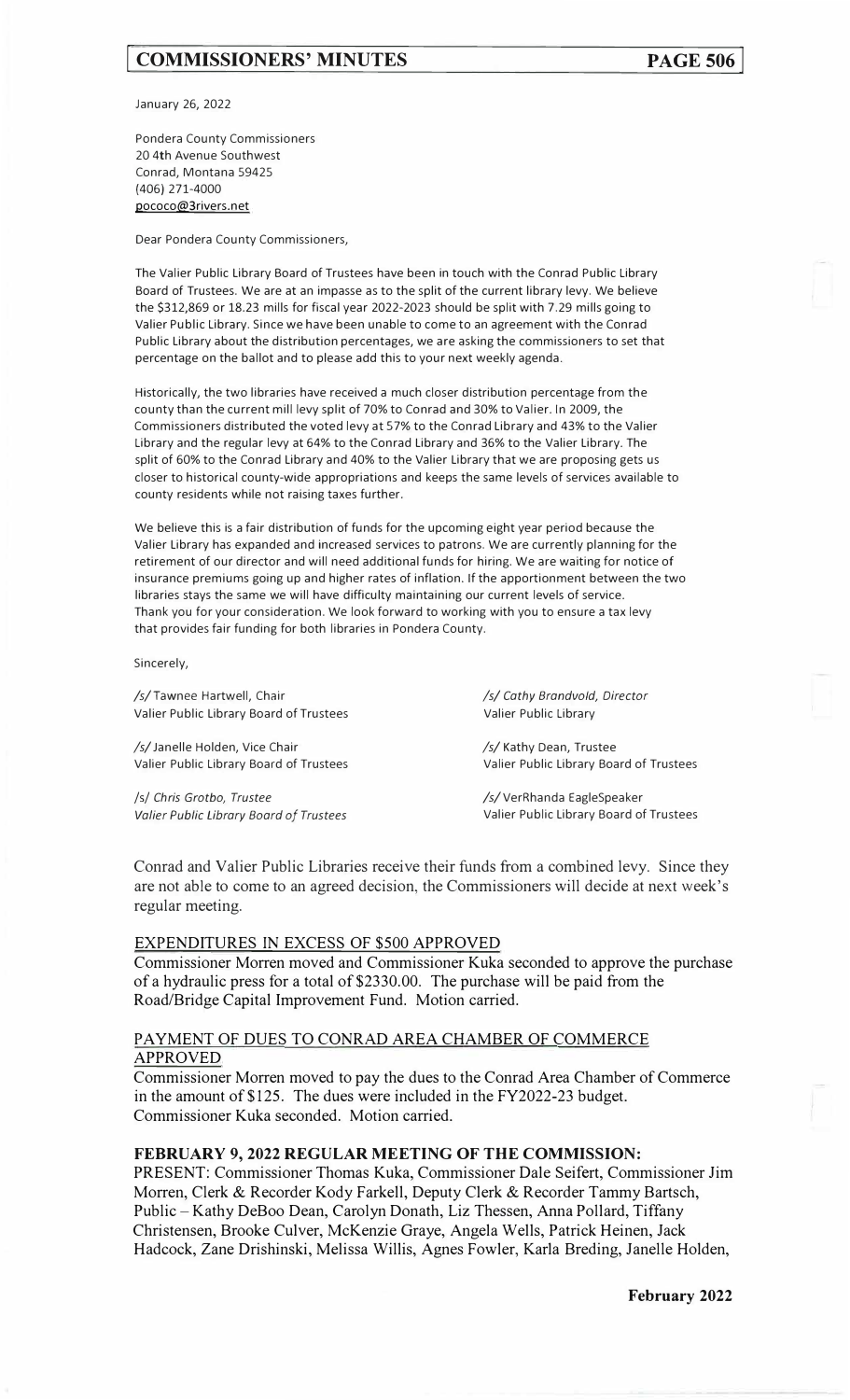January 26, 2022

Pondera County Commissioners
20 4th Avenue Southwest
Conrad, Montana 59425
(406) 271-4000
pococo@3rivers.net

Dear Pondera County Commissioners,

The Valier Public Library Board of Trustees have been in touch with the Conrad Public Library Board of Trustees. We are at an impasse as to the split of the current library levy. We believe the $312,869 or 18.23 mills for fiscal year 2022-2023 should be split with 7.29 mills going to Valier Public Library. Since we have been unable to come to an agreement with the Conrad Public Library about the distribution percentages, we are asking the commissioners to set that percentage on the ballot and to please add this to your next weekly agenda.

Historically, the two libraries have received a much closer distribution percentage from the county than the current mill levy split of 70% to Conrad and 30% to Valier. In 2009, the Commissioners distributed the voted levy at 57% to the Conrad Library and 43% to the Valier Library and the regular levy at 64% to the Conrad Library and 36% to the Valier Library. The split of 60% to the Conrad Library and 40% to the Valier Library that we are proposing gets us closer to historical county-wide appropriations and keeps the same levels of services available to county residents while not raising taxes further.

We believe this is a fair distribution of funds for the upcoming eight year period because the Valier Library has expanded and increased services to patrons. We are currently planning for the retirement of our director and will need additional funds for hiring. We are waiting for notice of insurance premiums going up and higher rates of inflation. If the apportionment between the two libraries stays the same we will have difficulty maintaining our current levels of service. Thank you for your consideration. We look forward to working with you to ensure a tax levy that provides fair funding for both libraries in Pondera County.

Sincerely,

/s/ Tawnee Hartwell, Chair
Valier Public Library Board of Trustees

/s/ *Cathy Brandvold, Director*
Valier Public Library

/s/ Janelle Holden, Vice Chair
Valier Public Library Board of Trustees

/s/ Kathy Dean, Trustee
Valier Public Library Board of Trustees

/s/ *Chris Grotbo, Trustee*
*Valier Public Library Board of Trustees*

/s/ VerRhanda EagleSpeaker
Valier Public Library Board of Trustees

Conrad and Valier Public Libraries receive their funds from a combined levy. Since they are not able to come to an agreed decision, the Commissioners will decide at next week's regular meeting.

EXPENDITURES IN EXCESS OF $500 APPROVED

Commissioner Morren moved and Commissioner Kuka seconded to approve the purchase of a hydraulic press for a total of $2330.00. The purchase will be paid from the Road/Bridge Capital Improvement Fund. Motion carried.

PAYMENT OF DUES TO CONRAD AREA CHAMBER OF COMMERCE APPROVED

Commissioner Morren moved to pay the dues to the Conrad Area Chamber of Commerce in the amount of $125. The dues were included in the FY2022-23 budget. Commissioner Kuka seconded. Motion carried.

**FEBRUARY 9, 2022 REGULAR MEETING OF THE COMMISSION:**

PRESENT: Commissioner Thomas Kuka, Commissioner Dale Seifert, Commissioner Jim Morren, Clerk & Recorder Kody Farkell, Deputy Clerk & Recorder Tammy Bartsch, Public – Kathy DeBoo Dean, Carolyn Donath, Liz Thessen, Anna Pollard, Tiffany Christensen, Brooke Culver, McKenzie Graye, Angela Wells, Patrick Heinen, Jack Hadcock, Zane Drishinski, Melissa Willis, Agnes Fowler, Karla Breding, Janelle Holden,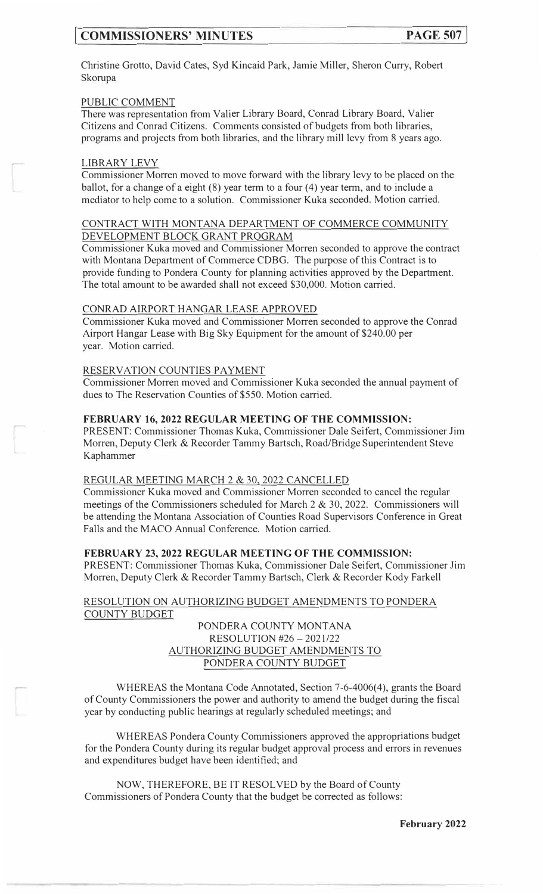Christine Grotto, David Cates, Syd Kincaid Park, Jamie Miller, Sheron Curry, Robert Skorupa

PUBLIC COMMENT

There was representation from Valier Library Board, Conrad Library Board, Valier Citizens and Conrad Citizens. Comments consisted of budgets from both libraries, programs and projects from both libraries, and the library mill levy from 8 years ago.

LIBRARY LEVY

Commissioner Morren moved to move forward with the library levy to be placed on the ballot, for a change of a eight (8) year term to a four (4) year term, and to include a mediator to help come to a solution. Commissioner Kuka seconded. Motion carried.

CONTRACT WITH MONTANA DEPARTMENT OF COMMERCE COMMUNITY DEVELOPMENT BLOCK GRANT PROGRAM

Commissioner Kuka moved and Commissioner Morren seconded to approve the contract with Montana Department of Commerce CDBG. The purpose of this Contract is to provide funding to Pondera County for planning activities approved by the Department. The total amount to be awarded shall not exceed $30,000. Motion carried.

CONRAD AIRPORT HANGAR LEASE APPROVED

Commissioner Kuka moved and Commissioner Morren seconded to approve the Conrad Airport Hangar Lease with Big Sky Equipment for the amount of $240.00 per year. Motion carried.

RESERVATION COUNTIES PAYMENT

Commissioner Morren moved and Commissioner Kuka seconded the annual payment of dues to The Reservation Counties of $550. Motion carried.

**FEBRUARY 16, 2022 REGULAR MEETING OF THE COMMISSION:**

PRESENT: Commissioner Thomas Kuka, Commissioner Dale Seifert, Commissioner Jim Morren, Deputy Clerk & Recorder Tammy Bartsch, Road/Bridge Superintendent Steve Kaphammer

REGULAR MEETING MARCH 2 & 30, 2022 CANCELLED

Commissioner Kuka moved and Commissioner Morren seconded to cancel the regular meetings of the Commissioners scheduled for March 2 & 30, 2022. Commissioners will be attending the Montana Association of Counties Road Supervisors Conference in Great Falls and the MACO Annual Conference. Motion carried.

**FEBRUARY 23, 2022 REGULAR MEETING OF THE COMMISSION:**

PRESENT: Commissioner Thomas Kuka, Commissioner Dale Seifert, Commissioner Jim Morren, Deputy Clerk & Recorder Tammy Bartsch, Clerk & Recorder Kody Farkell

RESOLUTION ON AUTHORIZING BUDGET AMENDMENTS TO PONDERA COUNTY BUDGET

PONDERA COUNTY MONTANA
RESOLUTION #26 – 2021/22
AUTHORIZING BUDGET AMENDMENTS TO
PONDERA COUNTY BUDGET

WHEREAS the Montana Code Annotated, Section 7-6-4006(4), grants the Board of County Commissioners the power and authority to amend the budget during the fiscal year by conducting public hearings at regularly scheduled meetings; and

WHEREAS Pondera County Commissioners approved the appropriations budget for the Pondera County during its regular budget approval process and errors in revenues and expenditures budget have been identified; and

NOW, THEREFORE, BE IT RESOLVED by the Board of County Commissioners of Pondera County that the budget be corrected as follows: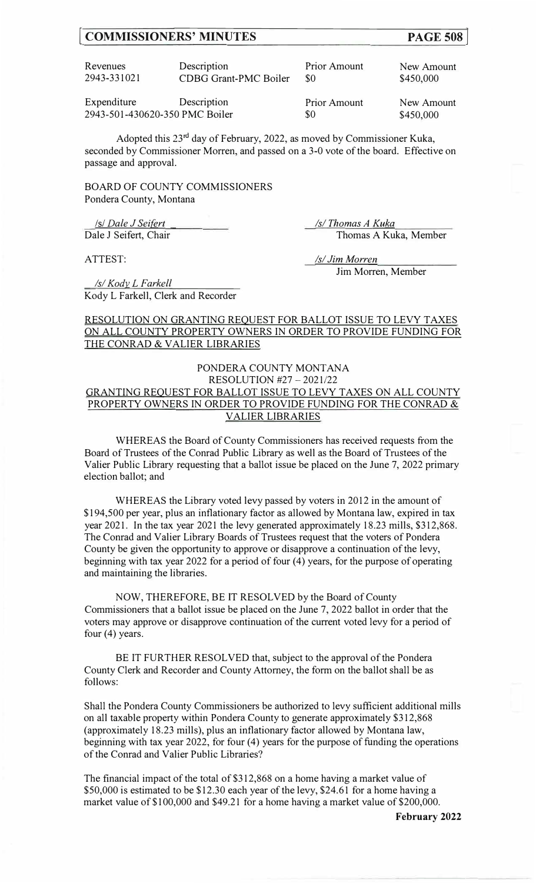| Revenues | Description | Prior Amount | New Amount |
|---|---|---|---|
| 2943-331021 | CDBG Grant-PMC Boiler | $0 | $450,000 |

| Expenditure | Description | Prior Amount | New Amount |
|---|---|---|---|
| 2943-501-430620-350 | PMC Boiler | $0 | $450,000 |

Adopted this 23rd day of February, 2022, as moved by Commissioner Kuka, seconded by Commissioner Morren, and passed on a 3-0 vote of the board. Effective on passage and approval.

BOARD OF COUNTY COMMISSIONERS
Pondera County, Montana

*/s/ Dale J Seifert*
Dale J Seifert, Chair

*/s/ Thomas A Kuka*
Thomas A Kuka, Member

*/s/ Jim Morren*
Jim Morren, Member

ATTEST:

*/s/ Kody L Farkell*
Kody L Farkell, Clerk and Recorder

RESOLUTION ON GRANTING REQUEST FOR BALLOT ISSUE TO LEVY TAXES ON ALL COUNTY PROPERTY OWNERS IN ORDER TO PROVIDE FUNDING FOR THE CONRAD & VALIER LIBRARIES

PONDERA COUNTY MONTANA
RESOLUTION #27 – 2021/22
GRANTING REQUEST FOR BALLOT ISSUE TO LEVY TAXES ON ALL COUNTY PROPERTY OWNERS IN ORDER TO PROVIDE FUNDING FOR THE CONRAD & VALIER LIBRARIES

WHEREAS the Board of County Commissioners has received requests from the Board of Trustees of the Conrad Public Library as well as the Board of Trustees of the Valier Public Library requesting that a ballot issue be placed on the June 7, 2022 primary election ballot; and

WHEREAS the Library voted levy passed by voters in 2012 in the amount of $194,500 per year, plus an inflationary factor as allowed by Montana law, expired in tax year 2021. In the tax year 2021 the levy generated approximately 18.23 mills, $312,868. The Conrad and Valier Library Boards of Trustees request that the voters of Pondera County be given the opportunity to approve or disapprove a continuation of the levy, beginning with tax year 2022 for a period of four (4) years, for the purpose of operating and maintaining the libraries.

NOW, THEREFORE, BE IT RESOLVED by the Board of County Commissioners that a ballot issue be placed on the June 7, 2022 ballot in order that the voters may approve or disapprove continuation of the current voted levy for a period of four (4) years.

BE IT FURTHER RESOLVED that, subject to the approval of the Pondera County Clerk and Recorder and County Attorney, the form on the ballot shall be as follows:

Shall the Pondera County Commissioners be authorized to levy sufficient additional mills on all taxable property within Pondera County to generate approximately $312,868 (approximately 18.23 mills), plus an inflationary factor allowed by Montana law, beginning with tax year 2022, for four (4) years for the purpose of funding the operations of the Conrad and Valier Public Libraries?

The financial impact of the total of $312,868 on a home having a market value of $50,000 is estimated to be $12.30 each year of the levy, $24.61 for a home having a market value of $100,000 and $49.21 for a home having a market value of $200,000.

**February 2022**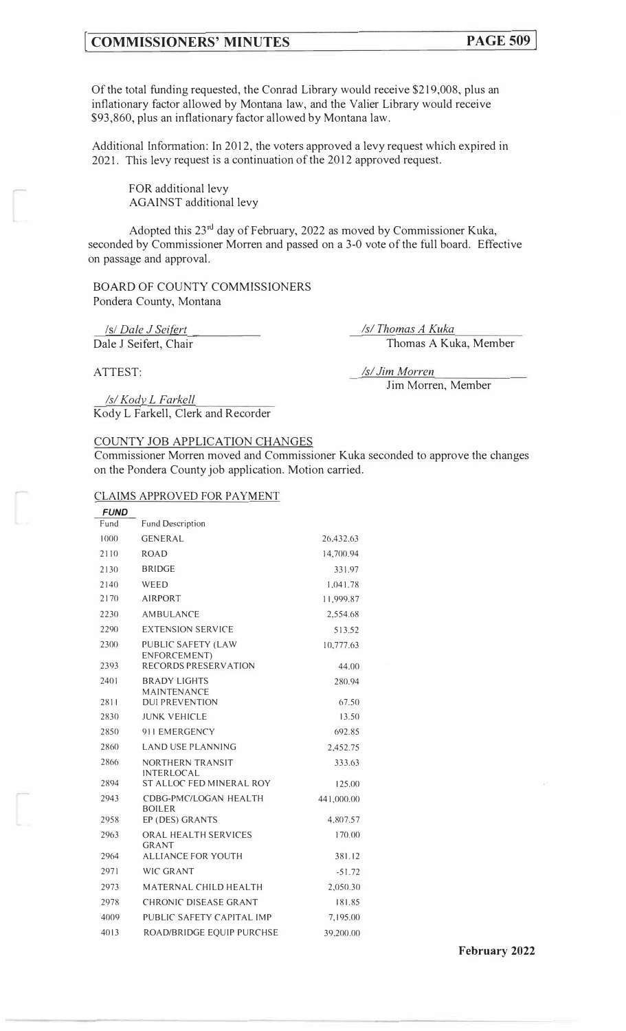Of the total funding requested, the Conrad Library would receive $219,008, plus an inflationary factor allowed by Montana law, and the Valier Library would receive $93,860, plus an inflationary factor allowed by Montana law.

Additional Information: In 2012, the voters approved a levy request which expired in 2021. This levy request is a continuation of the 2012 approved request.

FOR additional levy
AGAINST additional levy

Adopted this 23rd day of February, 2022 as moved by Commissioner Kuka, seconded by Commissioner Morren and passed on a 3-0 vote of the full board. Effective on passage and approval.

BOARD OF COUNTY COMMISSIONERS
Pondera County, Montana

*/s/ Dale J Seifert*
Dale J Seifert, Chair

*/s/ Thomas A Kuka*
Thomas A Kuka, Member

ATTEST:

*/s/ Jim Morren*
Jim Morren, Member

*/s/ Kody L Farkell*
Kody L Farkell, Clerk and Recorder

COUNTY JOB APPLICATION CHANGES

Commissioner Morren moved and Commissioner Kuka seconded to approve the changes on the Pondera County job application. Motion carried.

CLAIMS APPROVED FOR PAYMENT

**FUND**

| Fund | Fund Description | |
|---|---|---|
| 1000 | GENERAL | 26,432.63 |
| 2110 | ROAD | 14,700.94 |
| 2130 | BRIDGE | 331.97 |
| 2140 | WEED | 1,041.78 |
| 2170 | AIRPORT | 11,999.87 |
| 2230 | AMBULANCE | 2,554.68 |
| 2290 | EXTENSION SERVICE | 513.52 |
| 2300 | PUBLIC SAFETY (LAW ENFORCEMENT) | 10,777.63 |
| 2393 | RECORDS PRESERVATION | 44.00 |
| 2401 | BRADY LIGHTS MAINTENANCE | 280.94 |
| 2811 | DUI PREVENTION | 67.50 |
| 2830 | JUNK VEHICLE | 13.50 |
| 2850 | 911 EMERGENCY | 692.85 |
| 2860 | LAND USE PLANNING | 2,452.75 |
| 2866 | NORTHERN TRANSIT INTERLOCAL | 333.63 |
| 2894 | ST ALLOC FED MINERAL ROY | 125.00 |
| 2943 | CDBG-PMC/LOGAN HEALTH BOILER | 441,000.00 |
| 2958 | EP (DES) GRANTS | 4,807.57 |
| 2963 | ORAL HEALTH SERVICES GRANT | 170.00 |
| 2964 | ALLIANCE FOR YOUTH | 381.12 |
| 2971 | WIC GRANT | -51.72 |
| 2973 | MATERNAL CHILD HEALTH | 2,050.30 |
| 2978 | CHRONIC DISEASE GRANT | 181.85 |
| 4009 | PUBLIC SAFETY CAPITAL IMP | 7,195.00 |
| 4013 | ROAD/BRIDGE EQUIP PURCHSE | 39,200.00 |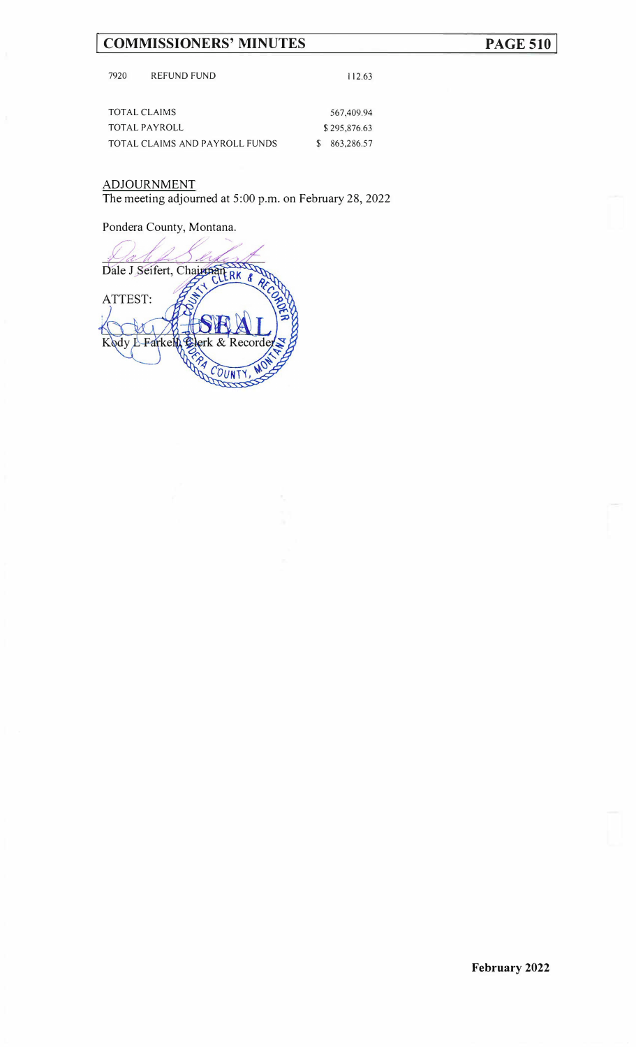| | | |
|---|---|---|
| 7920 | REFUND FUND | 112.63 |
| | | |
| TOTAL CLAIMS | | 567,409.94 |
| TOTAL PAYROLL | | $ 295,876.63 |
| TOTAL CLAIMS AND PAYROLL FUNDS | | $ 863,286.57 |

ADJOURNMENT

The meeting adjourned at 5:00 p.m. on February 28, 2022

Pondera County, Montana.

Dale J Seifert, Chairman

ATTEST:

Kody L Farkell, Clerk & Recorder

SEAL

COUNTY CLERK & RECORDER PONDERA COUNTY, MONTANA

February 2022